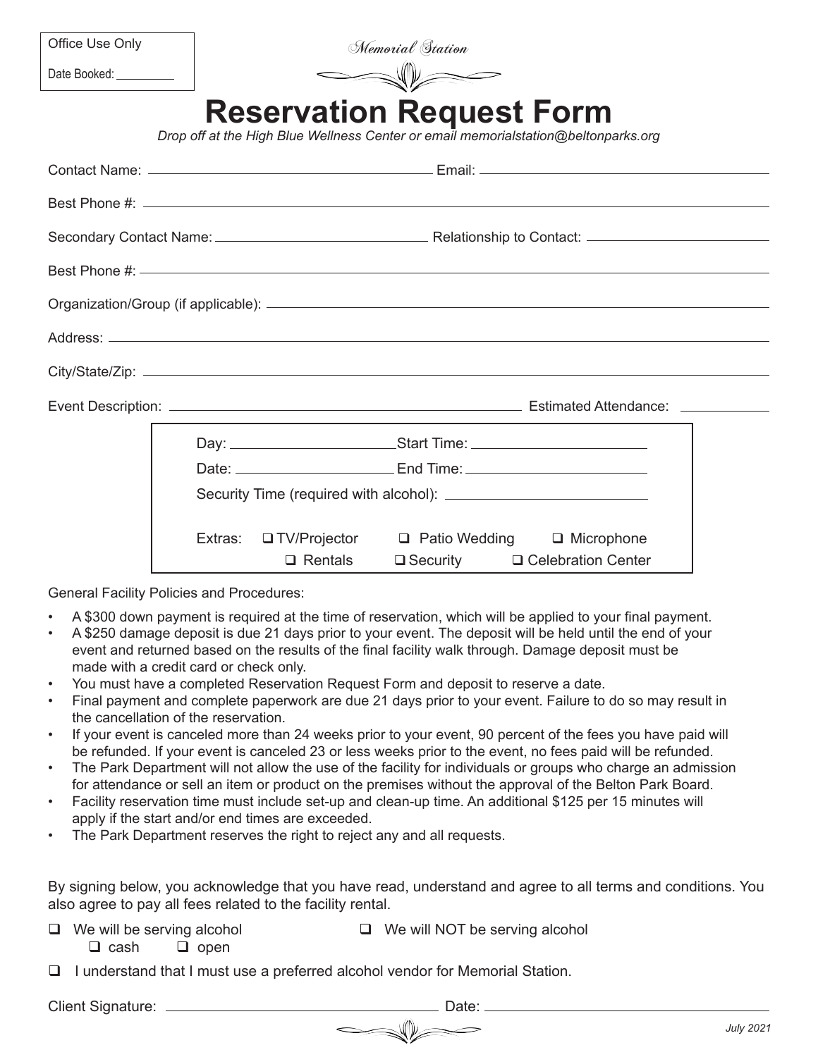Office Use Only

Date Booked: __________

*Memorial Station*

# Reservation Request Form

*Drop off at the High Blue Wellness Center or email memorialstation@beltonparks.org*

Contact Name: ______________________________ Email: ______________________________

Best Phone #: ______________________________

Secondary Contact Name: ______________________________ Relationship to Contact: ______________________________

Best Phone #: ______________________________

Organization/Group (if applicable): ______________________________

Address: ______________________________

City/State/Zip: ______________________________

Event Description: ______________________________ Estimated Attendance: __________

Day: ____________________ Start Time: ____________________

Date: ____________________ End Time: ____________________

Security Time (required with alcohol): ____________________

Extras: ❑ TV/Projector ❑ Patio Wedding ❑ Microphone ❑ Rentals ❑ Security ❑ Celebration Center

General Facility Policies and Procedures:

- A $300 down payment is required at the time of reservation, which will be applied to your final payment.
- A $250 damage deposit is due 21 days prior to your event. The deposit will be held until the end of your event and returned based on the results of the final facility walk through. Damage deposit must be made with a credit card or check only.
- You must have a completed Reservation Request Form and deposit to reserve a date.
- Final payment and complete paperwork are due 21 days prior to your event. Failure to do so may result in the cancellation of the reservation.
- If your event is canceled more than 24 weeks prior to your event, 90 percent of the fees you have paid will be refunded. If your event is canceled 23 or less weeks prior to the event, no fees paid will be refunded.
- The Park Department will not allow the use of the facility for individuals or groups who charge an admission for attendance or sell an item or product on the premises without the approval of the Belton Park Board.
- Facility reservation time must include set-up and clean-up time. An additional $125 per 15 minutes will apply if the start and/or end times are exceeded.
- The Park Department reserves the right to reject any and all requests.

By signing below, you acknowledge that you have read, understand and agree to all terms and conditions. You also agree to pay all fees related to the facility rental.

❑ We will be serving alcohol
  ❑ cash ❑ open

❑ We will NOT be serving alcohol

❑ I understand that I must use a preferred alcohol vendor for Memorial Station.

Client Signature: ______________________________ Date: ______________________________

*July 2021*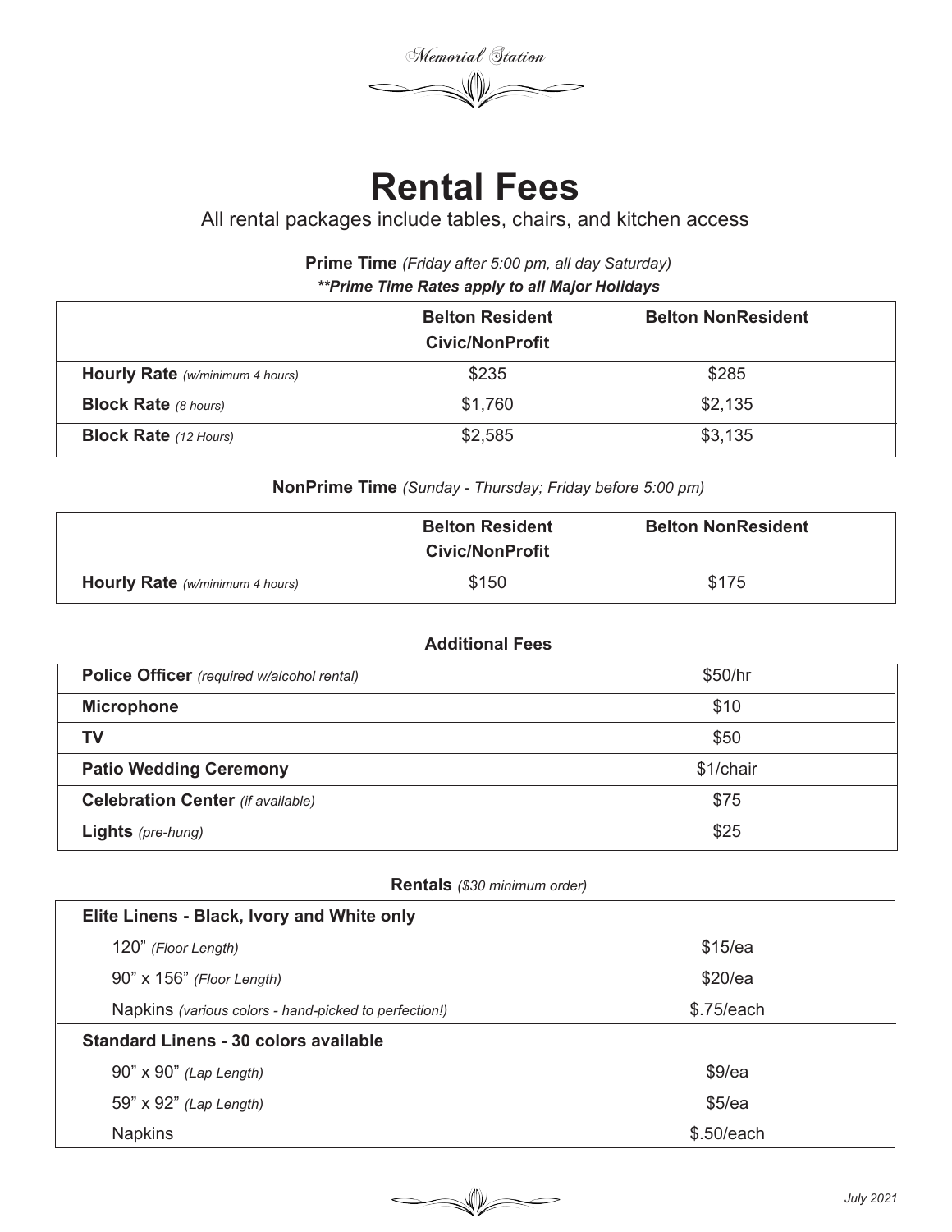*Memorial Station*

# Rental Fees

All rental packages include tables, chairs, and kitchen access

**Prime Time** *(Friday after 5:00 pm, all day Saturday)*

***\*\*Prime Time Rates apply to all Major Holidays***

| | Belton Resident Civic/NonProfit | Belton NonResident |
|---|---|---|
| **Hourly Rate** *(w/minimum 4 hours)* | $235 | $285 |
| **Block Rate** *(8 hours)* | $1,760 | $2,135 |
| **Block Rate** *(12 Hours)* | $2,585 | $3,135 |

**NonPrime Time** *(Sunday - Thursday; Friday before 5:00 pm)*

| | Belton Resident Civic/NonProfit | Belton NonResident |
|---|---|---|
| **Hourly Rate** *(w/minimum 4 hours)* | $150 | $175 |

**Additional Fees**

| | |
|---|---|
| **Police Officer** *(required w/alcohol rental)* | $50/hr |
| **Microphone** | $10 |
| **TV** | $50 |
| **Patio Wedding Ceremony** | $1/chair |
| **Celebration Center** *(if available)* | $75 |
| **Lights** *(pre-hung)* | $25 |

**Rentals** *($30 minimum order)*

| | |
|---|---|
| **Elite Linens - Black, Ivory and White only** | |
| 120” *(Floor Length)* | $15/ea |
| 90” x 156” *(Floor Length)* | $20/ea |
| Napkins *(various colors - hand-picked to perfection!)* | $.75/each |
| **Standard Linens - 30 colors available** | |
| 90” x 90” *(Lap Length)* | $9/ea |
| 59” x 92” *(Lap Length)* | $5/ea |
| Napkins | $.50/each |

*July 2021*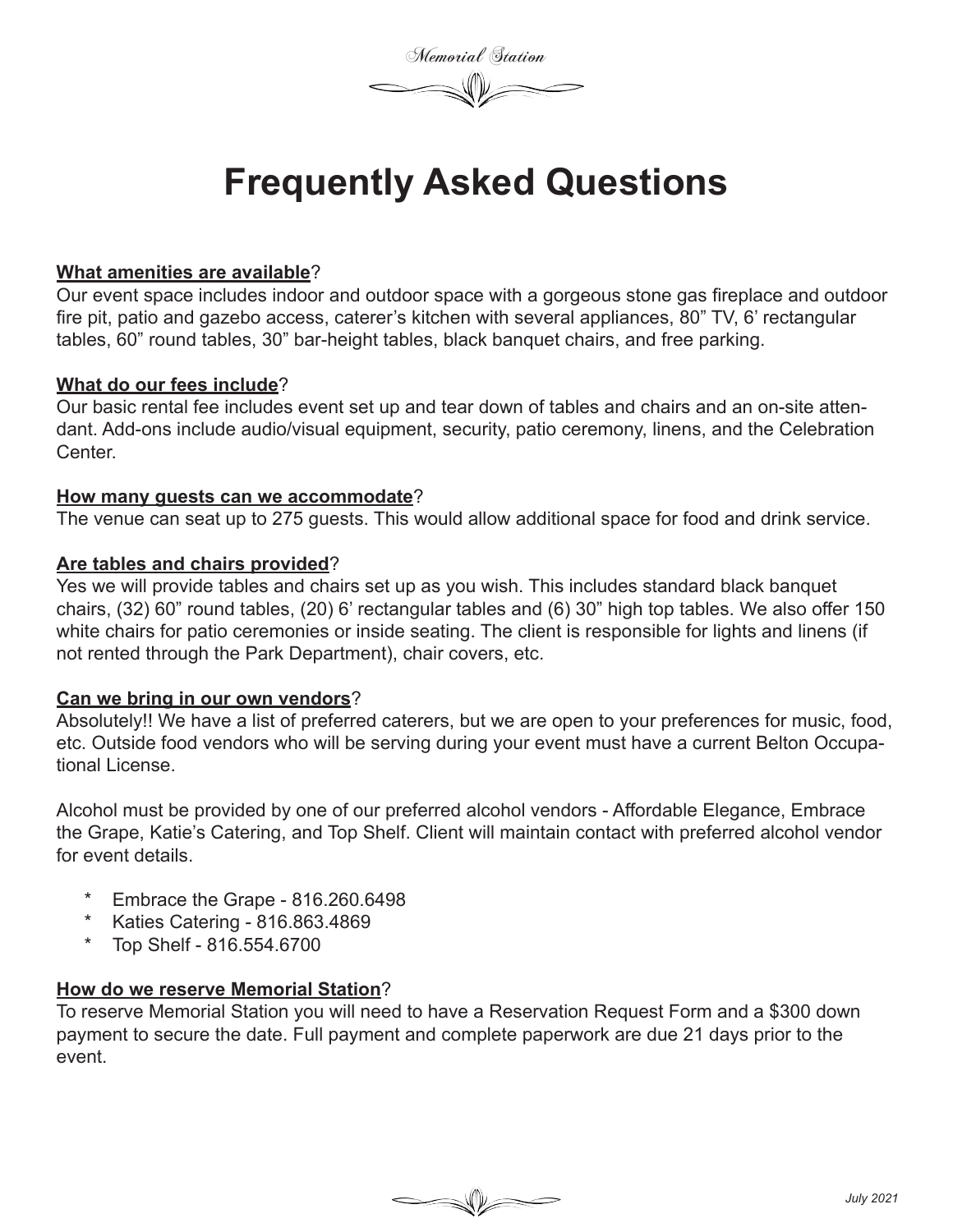# Frequently Asked Questions

**What amenities are available**?
Our event space includes indoor and outdoor space with a gorgeous stone gas fireplace and outdoor fire pit, patio and gazebo access, caterer's kitchen with several appliances, 80" TV, 6' rectangular tables, 60" round tables, 30" bar-height tables, black banquet chairs, and free parking.

**What do our fees include**?
Our basic rental fee includes event set up and tear down of tables and chairs and an on-site attendant. Add-ons include audio/visual equipment, security, patio ceremony, linens, and the Celebration Center.

**How many guests can we accommodate**?
The venue can seat up to 275 guests. This would allow additional space for food and drink service.

**Are tables and chairs provided**?
Yes we will provide tables and chairs set up as you wish. This includes standard black banquet chairs, (32) 60" round tables, (20) 6' rectangular tables and (6) 30" high top tables. We also offer 150 white chairs for patio ceremonies or inside seating. The client is responsible for lights and linens (if not rented through the Park Department), chair covers, etc.

**Can we bring in our own vendors**?
Absolutely!! We have a list of preferred caterers, but we are open to your preferences for music, food, etc. Outside food vendors who will be serving during your event must have a current Belton Occupational License.

Alcohol must be provided by one of our preferred alcohol vendors - Affordable Elegance, Embrace the Grape, Katie's Catering, and Top Shelf. Client will maintain contact with preferred alcohol vendor for event details.

- Embrace the Grape - 816.260.6498
- Katies Catering - 816.863.4869
- Top Shelf - 816.554.6700

**How do we reserve Memorial Station**?
To reserve Memorial Station you will need to have a Reservation Request Form and a $300 down payment to secure the date. Full payment and complete paperwork are due 21 days prior to the event.

*July 2021*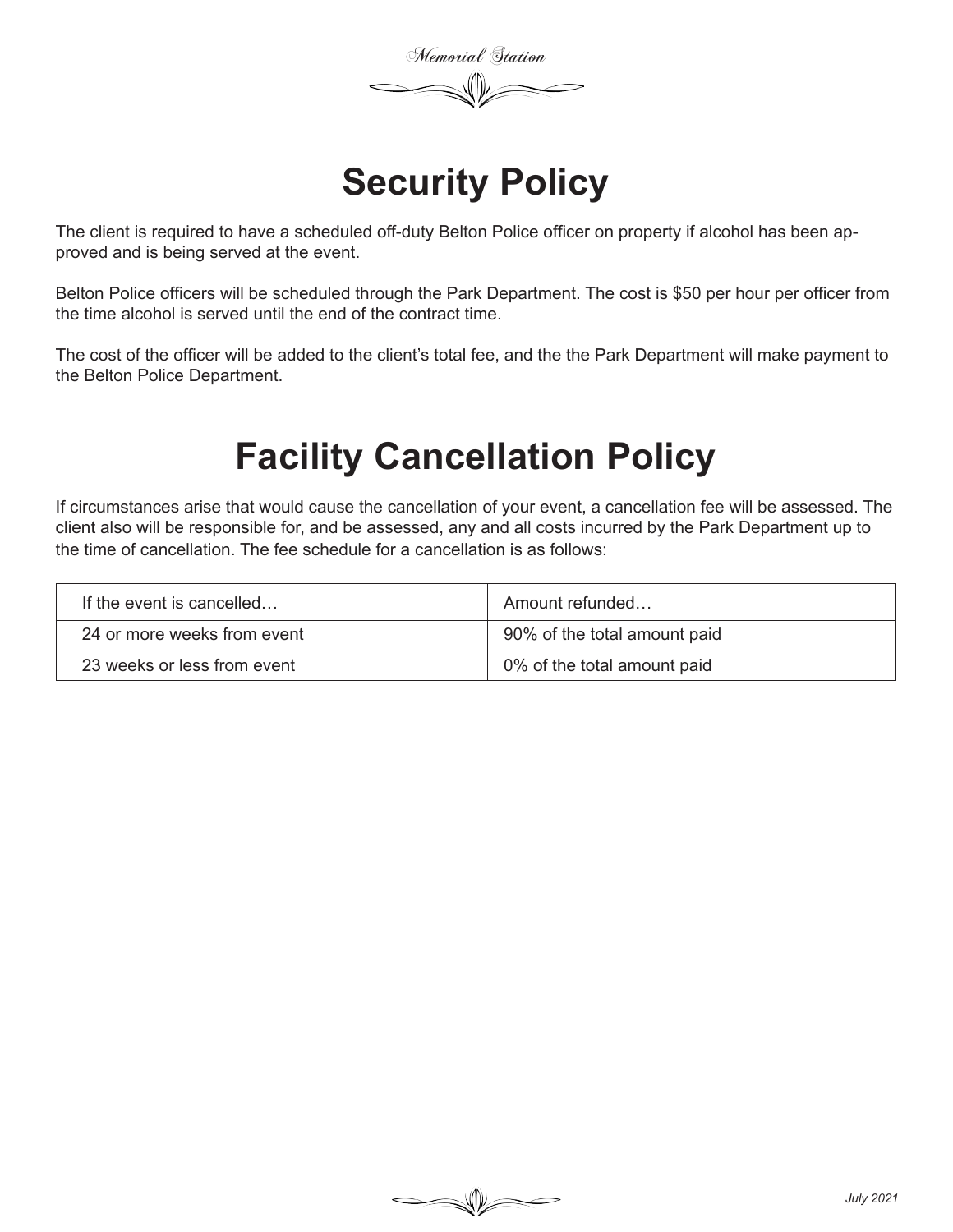# Security Policy

The client is required to have a scheduled off-duty Belton Police officer on property if alcohol has been approved and is being served at the event.

Belton Police officers will be scheduled through the Park Department. The cost is $50 per hour per officer from the time alcohol is served until the end of the contract time.

The cost of the officer will be added to the client's total fee, and the the Park Department will make payment to the Belton Police Department.

# Facility Cancellation Policy

If circumstances arise that would cause the cancellation of your event, a cancellation fee will be assessed. The client also will be responsible for, and be assessed, any and all costs incurred by the Park Department up to the time of cancellation. The fee schedule for a cancellation is as follows:

| If the event is cancelled… | Amount refunded… |
|---|---|
| 24 or more weeks from event | 90% of the total amount paid |
| 23 weeks or less from event | 0% of the total amount paid |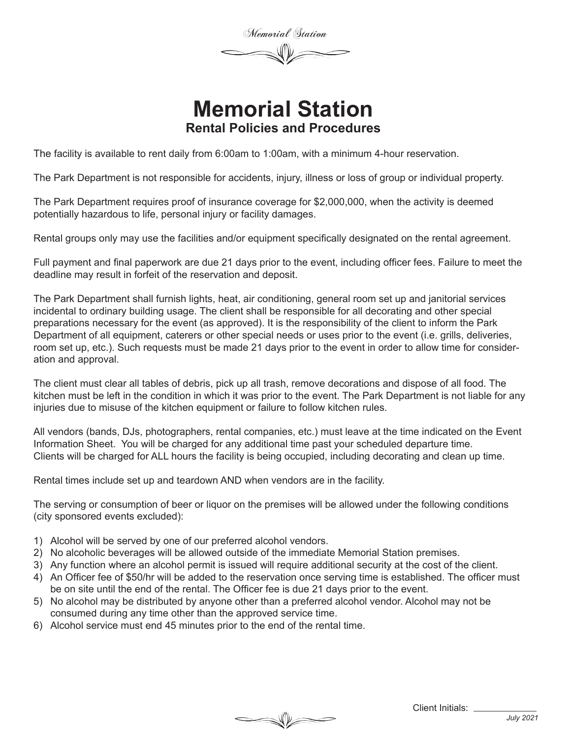# Memorial Station

## Rental Policies and Procedures

The facility is available to rent daily from 6:00am to 1:00am, with a minimum 4-hour reservation.

The Park Department is not responsible for accidents, injury, illness or loss of group or individual property.

The Park Department requires proof of insurance coverage for $2,000,000, when the activity is deemed potentially hazardous to life, personal injury or facility damages.

Rental groups only may use the facilities and/or equipment specifically designated on the rental agreement.

Full payment and final paperwork are due 21 days prior to the event, including officer fees. Failure to meet the deadline may result in forfeit of the reservation and deposit.

The Park Department shall furnish lights, heat, air conditioning, general room set up and janitorial services incidental to ordinary building usage. The client shall be responsible for all decorating and other special preparations necessary for the event (as approved). It is the responsibility of the client to inform the Park Department of all equipment, caterers or other special needs or uses prior to the event (i.e. grills, deliveries, room set up, etc.). Such requests must be made 21 days prior to the event in order to allow time for consideration and approval.

The client must clear all tables of debris, pick up all trash, remove decorations and dispose of all food. The kitchen must be left in the condition in which it was prior to the event. The Park Department is not liable for any injuries due to misuse of the kitchen equipment or failure to follow kitchen rules.

All vendors (bands, DJs, photographers, rental companies, etc.) must leave at the time indicated on the Event Information Sheet. You will be charged for any additional time past your scheduled departure time. Clients will be charged for ALL hours the facility is being occupied, including decorating and clean up time.

Rental times include set up and teardown AND when vendors are in the facility.

The serving or consumption of beer or liquor on the premises will be allowed under the following conditions (city sponsored events excluded):

1) Alcohol will be served by one of our preferred alcohol vendors.
2) No alcoholic beverages will be allowed outside of the immediate Memorial Station premises.
3) Any function where an alcohol permit is issued will require additional security at the cost of the client.
4) An Officer fee of $50/hr will be added to the reservation once serving time is established. The officer must be on site until the end of the rental. The Officer fee is due 21 days prior to the event.
5) No alcohol may be distributed by anyone other than a preferred alcohol vendor. Alcohol may not be consumed during any time other than the approved service time.
6) Alcohol service must end 45 minutes prior to the end of the rental time.

Client Initials: ____________

*July 2021*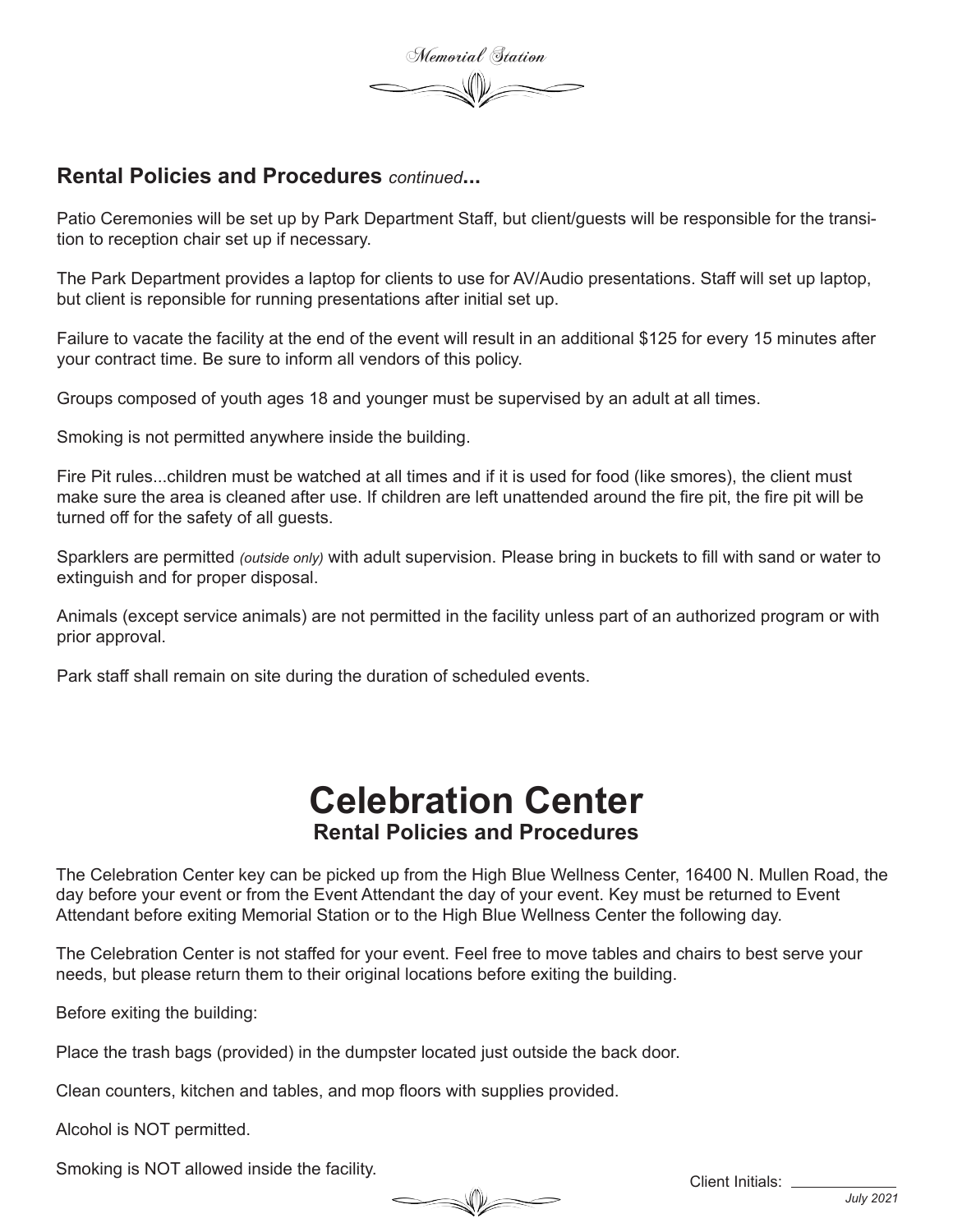## Rental Policies and Procedures *continued*...

Patio Ceremonies will be set up by Park Department Staff, but client/guests will be responsible for the transition to reception chair set up if necessary.

The Park Department provides a laptop for clients to use for AV/Audio presentations. Staff will set up laptop, but client is reponsible for running presentations after initial set up.

Failure to vacate the facility at the end of the event will result in an additional $125 for every 15 minutes after your contract time. Be sure to inform all vendors of this policy.

Groups composed of youth ages 18 and younger must be supervised by an adult at all times.

Smoking is not permitted anywhere inside the building.

Fire Pit rules...children must be watched at all times and if it is used for food (like smores), the client must make sure the area is cleaned after use. If children are left unattended around the fire pit, the fire pit will be turned off for the safety of all guests.

Sparklers are permitted *(outside only)* with adult supervision. Please bring in buckets to fill with sand or water to extinguish and for proper disposal.

Animals (except service animals) are not permitted in the facility unless part of an authorized program or with prior approval.

Park staff shall remain on site during the duration of scheduled events.

# Celebration Center

### Rental Policies and Procedures

The Celebration Center key can be picked up from the High Blue Wellness Center, 16400 N. Mullen Road, the day before your event or from the Event Attendant the day of your event. Key must be returned to Event Attendant before exiting Memorial Station or to the High Blue Wellness Center the following day.

The Celebration Center is not staffed for your event. Feel free to move tables and chairs to best serve your needs, but please return them to their original locations before exiting the building.

Before exiting the building:

Place the trash bags (provided) in the dumpster located just outside the back door.

Clean counters, kitchen and tables, and mop floors with supplies provided.

Alcohol is NOT permitted.

Smoking is NOT allowed inside the facility.

Client Initials: ____________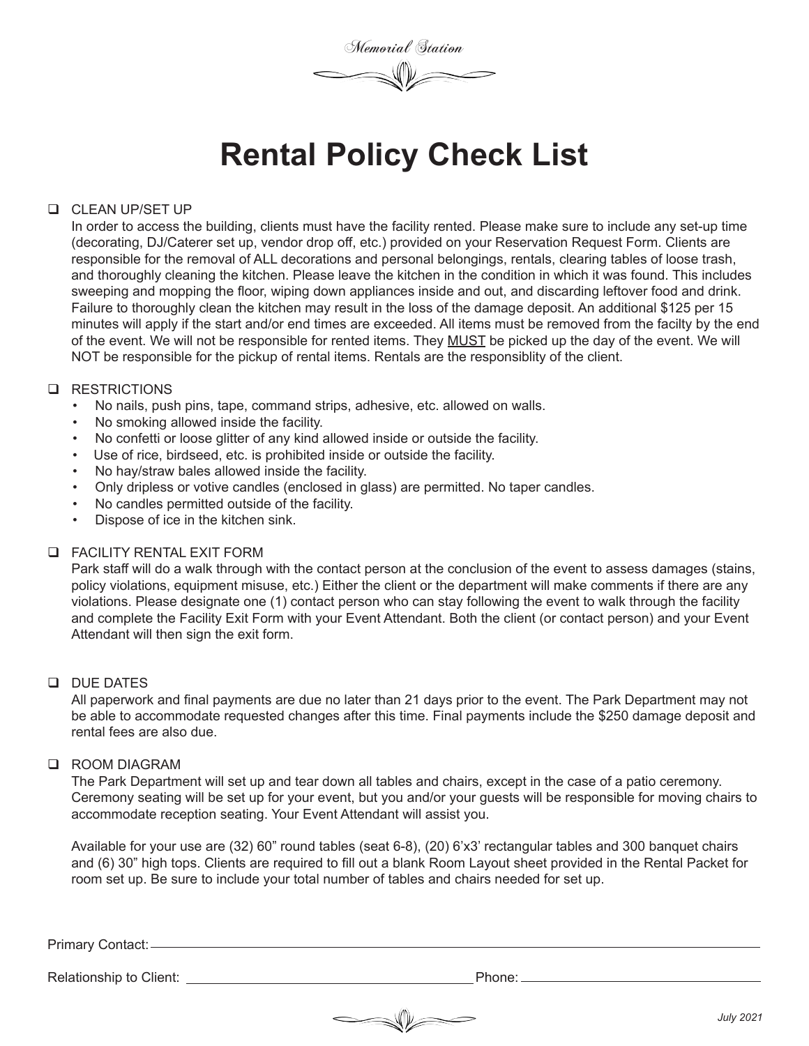*Memorial Station*

# Rental Policy Check List

- ☐ CLEAN UP/SET UP

  In order to access the building, clients must have the facility rented. Please make sure to include any set-up time (decorating, DJ/Caterer set up, vendor drop off, etc.) provided on your Reservation Request Form. Clients are responsible for the removal of ALL decorations and personal belongings, rentals, clearing tables of loose trash, and thoroughly cleaning the kitchen. Please leave the kitchen in the condition in which it was found. This includes sweeping and mopping the floor, wiping down appliances inside and out, and discarding leftover food and drink. Failure to thoroughly clean the kitchen may result in the loss of the damage deposit. An additional $125 per 15 minutes will apply if the start and/or end times are exceeded. All items must be removed from the facilty by the end of the event. We will not be responsible for rented items. They <u>MUST</u> be picked up the day of the event. We will NOT be responsible for the pickup of rental items. Rentals are the responsiblity of the client.

- ☐ RESTRICTIONS
  - No nails, push pins, tape, command strips, adhesive, etc. allowed on walls.
  - No smoking allowed inside the facility.
  - No confetti or loose glitter of any kind allowed inside or outside the facility.
  - Use of rice, birdseed, etc. is prohibited inside or outside the facility.
  - No hay/straw bales allowed inside the facility.
  - Only dripless or votive candles (enclosed in glass) are permitted. No taper candles.
  - No candles permitted outside of the facility.
  - Dispose of ice in the kitchen sink.

- ☐ FACILITY RENTAL EXIT FORM

  Park staff will do a walk through with the contact person at the conclusion of the event to assess damages (stains, policy violations, equipment misuse, etc.) Either the client or the department will make comments if there are any violations. Please designate one (1) contact person who can stay following the event to walk through the facility and complete the Facility Exit Form with your Event Attendant. Both the client (or contact person) and your Event Attendant will then sign the exit form.

- ☐ DUE DATES

  All paperwork and final payments are due no later than 21 days prior to the event. The Park Department may not be able to accommodate requested changes after this time. Final payments include the $250 damage deposit and rental fees are also due.

- ☐ ROOM DIAGRAM

  The Park Department will set up and tear down all tables and chairs, except in the case of a patio ceremony. Ceremony seating will be set up for your event, but you and/or your guests will be responsible for moving chairs to accommodate reception seating. Your Event Attendant will assist you.

  Available for your use are (32) 60" round tables (seat 6-8), (20) 6'x3' rectangular tables and 300 banquet chairs and (6) 30" high tops. Clients are required to fill out a blank Room Layout sheet provided in the Rental Packet for room set up. Be sure to include your total number of tables and chairs needed for set up.

Primary Contact: ____________________________________________

Relationship to Client: ______________________ Phone: ______________________

*July 2021*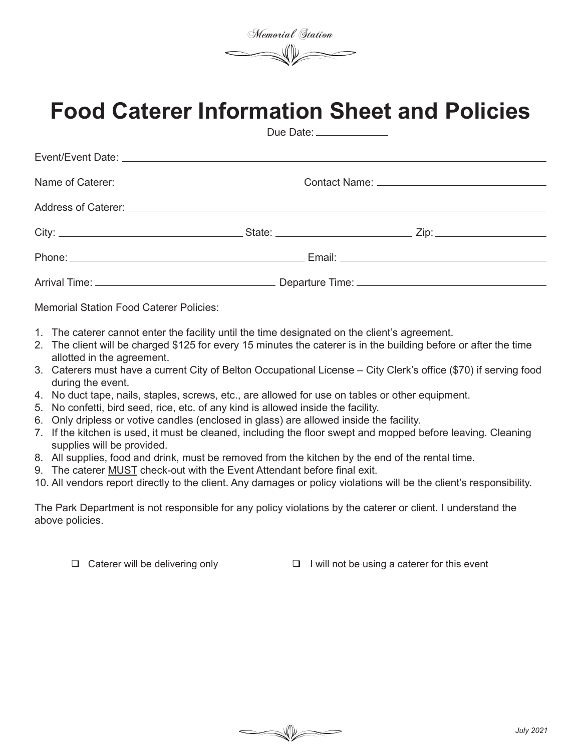Memorial Station

# Food Caterer Information Sheet and Policies

Due Date: ____________

Event/Event Date: ______________________________________________

Name of Caterer: ______________________ Contact Name: ______________________

Address of Caterer: ______________________________________________

City: ____________________ State: ____________________ Zip: ____________________

Phone: ______________________ Email: ______________________

Arrival Time: ______________________ Departure Time: ______________________

Memorial Station Food Caterer Policies:

1. The caterer cannot enter the facility until the time designated on the client's agreement.
2. The client will be charged $125 for every 15 minutes the caterer is in the building before or after the time allotted in the agreement.
3. Caterers must have a current City of Belton Occupational License – City Clerk's office ($70) if serving food during the event.
4. No duct tape, nails, staples, screws, etc., are allowed for use on tables or other equipment.
5. No confetti, bird seed, rice, etc. of any kind is allowed inside the facility.
6. Only dripless or votive candles (enclosed in glass) are allowed inside the facility.
7. If the kitchen is used, it must be cleaned, including the floor swept and mopped before leaving. Cleaning supplies will be provided.
8. All supplies, food and drink, must be removed from the kitchen by the end of the rental time.
9. The caterer <u>MUST</u> check-out with the Event Attendant before final exit.
10. All vendors report directly to the client. Any damages or policy violations will be the client's responsibility.

The Park Department is not responsible for any policy violations by the caterer or client. I understand the above policies.

- ❑ Caterer will be delivering only
- ❑ I will not be using a caterer for this event

*July 2021*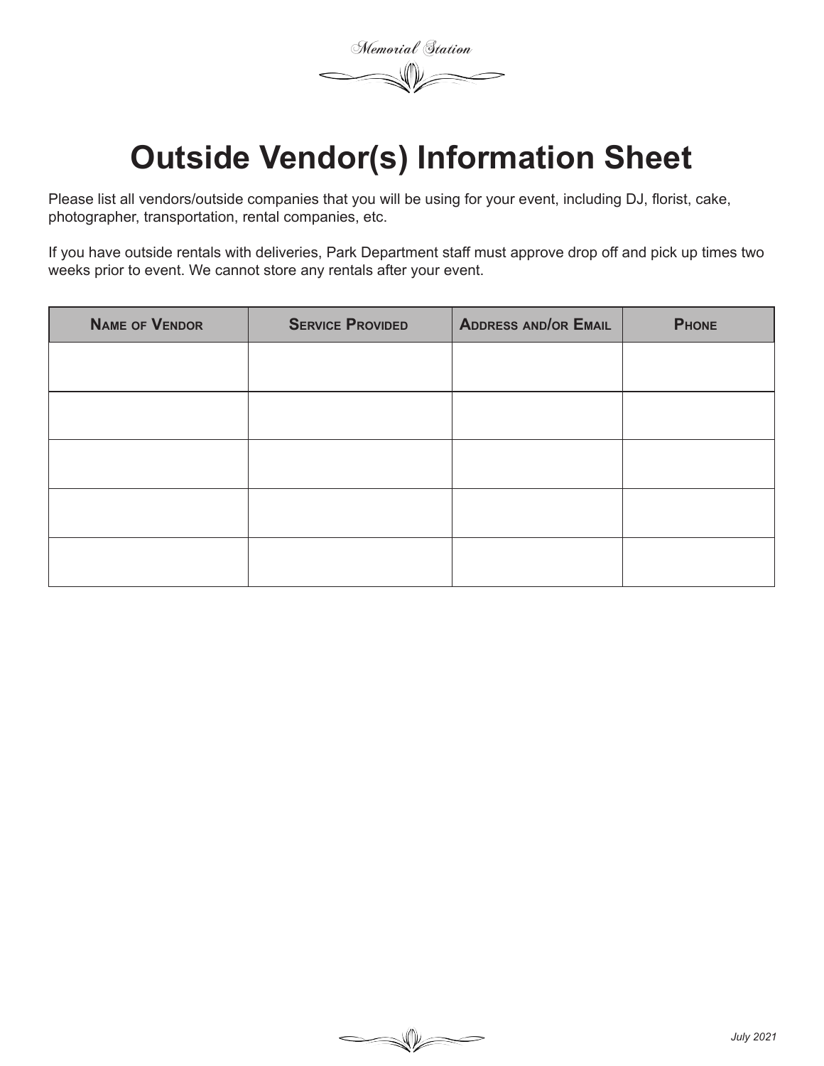# Outside Vendor(s) Information Sheet

Please list all vendors/outside companies that you will be using for your event, including DJ, florist, cake, photographer, transportation, rental companies, etc.

If you have outside rentals with deliveries, Park Department staff must approve drop off and pick up times two weeks prior to event. We cannot store any rentals after your event.

| Name of Vendor | Service Provided | Address and/or Email | Phone |
|---|---|---|---|
| | | | |
| | | | |
| | | | |
| | | | |
| | | | |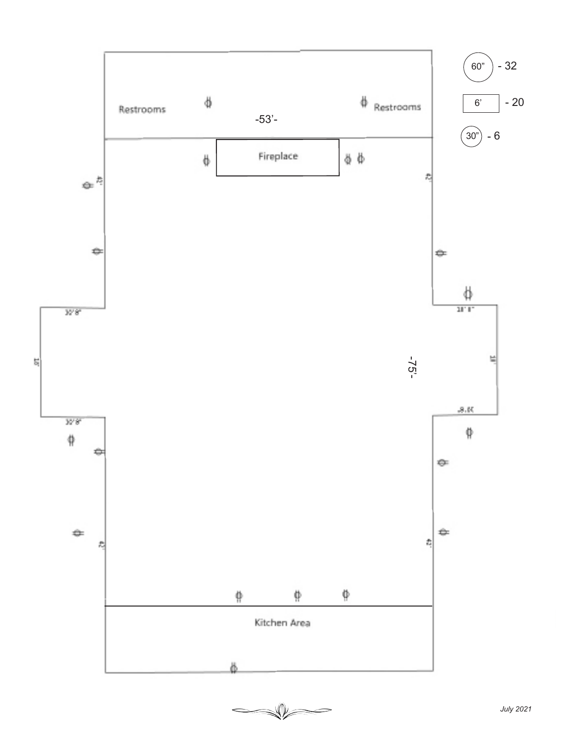Restrooms

Restrooms

-53'-

Fireplace

42'

42'

10'8"

10'

10'8"

10'8"

18'

10'8"

-75'-

42'

42'

Kitchen Area

60" - 32

6' - 20

30" - 6